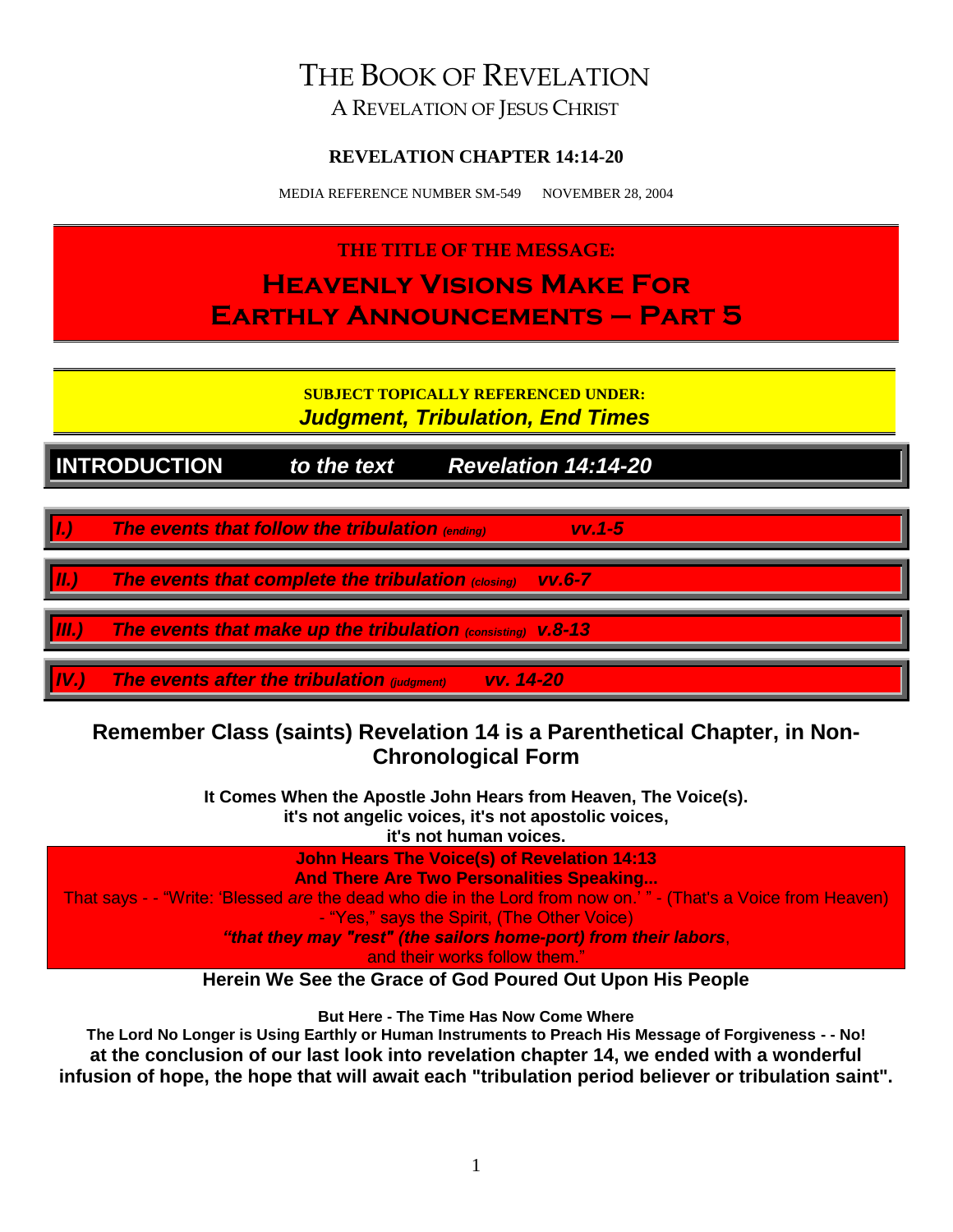# The Book of Revelation

A Revelation of Jesus Christ

**REVELATION CHAPTER 14:14-20**

MEDIA REFERENCE NUMBER SM-549 NOVEMBER 28, 2004

**THE TITLE OF THE MESSAGE:**

## Heavenly Visions Make For Earthly Announcements – Part 5

**SUBJECT TOPICALLY REFERENCED UNDER:**

***Judgment, Tribulation, End Times***

## INTRODUCTION *to the text* *Revelation 14:14-20*

***I.) The events that follow the tribulation** (ending) **vv.1-5***

***II.) The events that complete the tribulation** (closing) **vv.6-7***

***III.) The events that make up the tribulation** (consisting) **v.8-13***

***IV.) The events after the tribulation** (judgment) **vv. 14-20***

### Remember Class (saints) Revelation 14 is a Parenthetical Chapter, in Non-Chronological Form

**It Comes When the Apostle John Hears from Heaven, The Voice(s).**
**it's not angelic voices, it's not apostolic voices,**
**it's not human voices.**

**John Hears The Voice(s) of Revelation 14:13**
**And There Are Two Personalities Speaking...**

That says - - "Write: 'Blessed *are* the dead who die in the Lord from now on.' " - (That's a Voice from Heaven)
- "Yes," says the Spirit, (The Other Voice)
***"that they may "rest" (the sailors home-port) from their labors***,
and their works follow them."

**Herein We See the Grace of God Poured Out Upon His People**

**But Here - The Time Has Now Come Where**
**The Lord No Longer is Using Earthly or Human Instruments to Preach His Message of Forgiveness - - No!**
**at the conclusion of our last look into revelation chapter 14, we ended with a wonderful infusion of hope, the hope that will await each "tribulation period believer or tribulation saint".**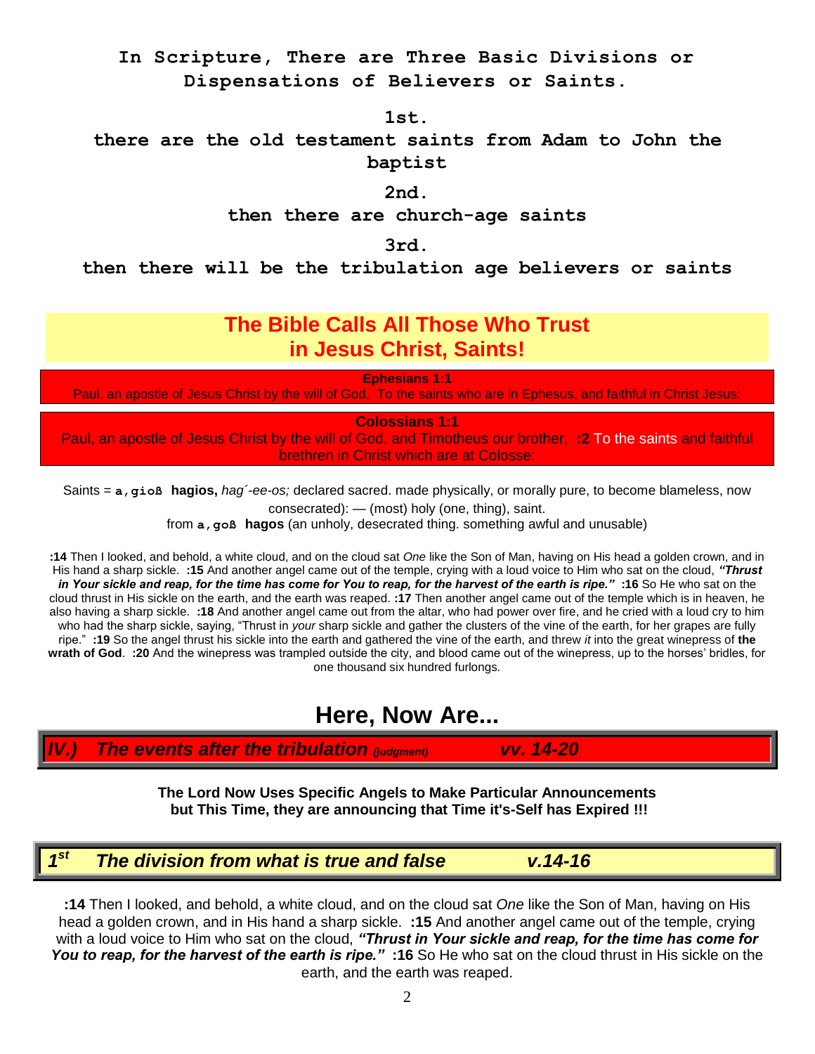**In Scripture, There are Three Basic Divisions or Dispensations of Believers or Saints.**

**1st.**

**there are the old testament saints from Adam to John the baptist**

**2nd.**

**then there are church-age saints**

**3rd.**

**then there will be the tribulation age believers or saints**

## The Bible Calls All Those Who Trust in Jesus Christ, Saints!

**Ephesians 1:1**
Paul, an apostle of Jesus Christ by the will of God, To the saints who are in Ephesus, and faithful in Christ Jesus:

**Colossians 1:1**
Paul, an apostle of Jesus Christ by the will of God, and Timotheus our brother, **:2** To the saints and faithful brethren in Christ which are at Colosse:

Saints = **a,gioß hagios,** *hag´-ee-os;* declared sacred. made physically, or morally pure, to become blameless, now consecrated): — (most) holy (one, thing), saint.
from **a,goß hagos** (an unholy, desecrated thing. something awful and unusable)

**:14** Then I looked, and behold, a white cloud, and on the cloud sat *One* like the Son of Man, having on His head a golden crown, and in His hand a sharp sickle. **:15** And another angel came out of the temple, crying with a loud voice to Him who sat on the cloud, ***"Thrust in Your sickle and reap, for the time has come for You to reap, for the harvest of the earth is ripe."*** **:16** So He who sat on the cloud thrust in His sickle on the earth, and the earth was reaped. **:17** Then another angel came out of the temple which is in heaven, he also having a sharp sickle. **:18** And another angel came out from the altar, who had power over fire, and he cried with a loud cry to him who had the sharp sickle, saying, "Thrust in *your* sharp sickle and gather the clusters of the vine of the earth, for her grapes are fully ripe." **:19** So the angel thrust his sickle into the earth and gathered the vine of the earth, and threw *it* into the great winepress of **the wrath of God**. **:20** And the winepress was trampled outside the city, and blood came out of the winepress, up to the horses' bridles, for one thousand six hundred furlongs.

## Here, Now Are...

### *IV.) The events after the tribulation (judgment) vv. 14-20*

**The Lord Now Uses Specific Angels to Make Particular Announcements but This Time, they are announcing that Time it's-Self has Expired !!!**

### *1st The division from what is true and false v.14-16*

**:14** Then I looked, and behold, a white cloud, and on the cloud sat *One* like the Son of Man, having on His head a golden crown, and in His hand a sharp sickle. **:15** And another angel came out of the temple, crying with a loud voice to Him who sat on the cloud, ***"Thrust in Your sickle and reap, for the time has come for You to reap, for the harvest of the earth is ripe."*** **:16** So He who sat on the cloud thrust in His sickle on the earth, and the earth was reaped.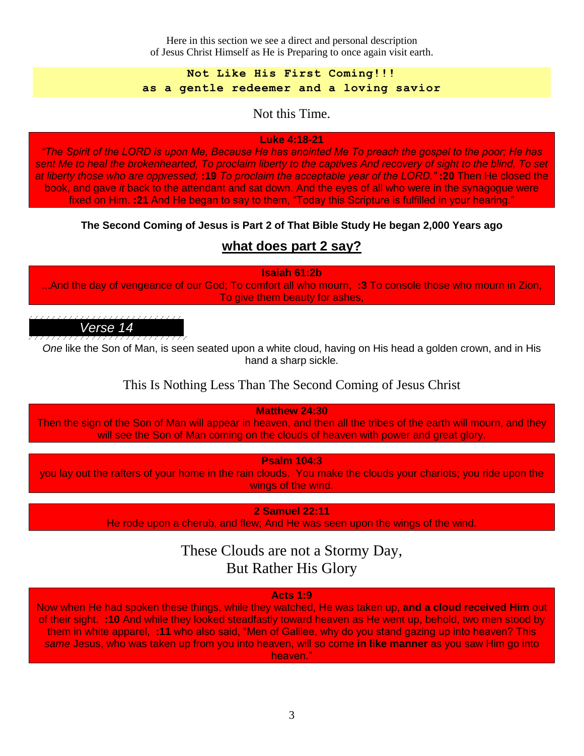Here in this section we see a direct and personal description of Jesus Christ Himself as He is Preparing to once again visit earth.

**Not Like His First Coming!!!**
**as a gentle redeemer and a loving savior**

Not this Time.

**Luke 4:18-21**
*"The Spirit of the LORD is upon Me, Because He has anointed Me To preach the gospel to the poor; He has sent Me to heal the brokenhearted, To proclaim liberty to the captives And recovery of sight to the blind, To set at liberty those who are oppressed;* **:19** *To proclaim the acceptable year of the LORD."* **:20** Then He closed the book, and gave *it* back to the attendant and sat down. And the eyes of all who were in the synagogue were fixed on Him. **:21** And He began to say to them, "Today this Scripture is fulfilled in your hearing."

**The Second Coming of Jesus is Part 2 of That Bible Study He began 2,000 Years ago**

## what does part 2 say?

**Isaiah 61:2b**
...And the day of vengeance of our God; To comfort all who mourn, **:3** To console those who mourn in Zion, To give them beauty for ashes,

### *Verse 14*

*One* like the Son of Man, is seen seated upon a white cloud, having on His head a golden crown, and in His hand a sharp sickle.

This Is Nothing Less Than The Second Coming of Jesus Christ

**Matthew 24:30**
Then the sign of the Son of Man will appear in heaven, and then all the tribes of the earth will mourn, and they will see the Son of Man coming on the clouds of heaven with power and great glory.

**Psalm 104:3**
you lay out the rafters of your home in the rain clouds. You make the clouds your chariots; you ride upon the wings of the wind.

**2 Samuel 22:11**
He rode upon a cherub, and flew; And He was seen upon the wings of the wind.

These Clouds are not a Stormy Day,
But Rather His Glory

**Acts 1:9**
Now when He had spoken these things, while they watched, He was taken up, **and a cloud received Him** out of their sight. **:10** And while they looked steadfastly toward heaven as He went up, behold, two men stood by them in white apparel, **:11** who also said, "Men of Galilee, why do you stand gazing up into heaven? This *same* Jesus, who was taken up from you into heaven, will so come **in like manner** as you saw Him go into heaven."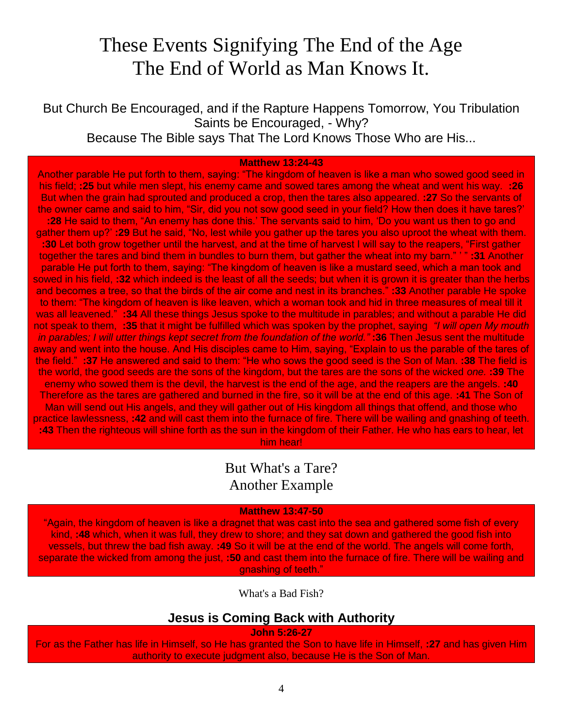# These Events Signifying The End of the Age
# The End of World as Man Knows It.

But Church Be Encouraged, and if the Rapture Happens Tomorrow, You Tribulation Saints be Encouraged, - Why?
Because The Bible says That The Lord Knows Those Who are His...

**Matthew 13:24-43**

Another parable He put forth to them, saying: "The kingdom of heaven is like a man who sowed good seed in his field; **:25** but while men slept, his enemy came and sowed tares among the wheat and went his way. **:26** But when the grain had sprouted and produced a crop, then the tares also appeared. **:27** So the servants of the owner came and said to him, "Sir, did you not sow good seed in your field? How then does it have tares?' **:28** He said to them, "An enemy has done this.' The servants said to him, 'Do you want us then to go and gather them up?' **:29** But he said, "No, lest while you gather up the tares you also uproot the wheat with them. **:30** Let both grow together until the harvest, and at the time of harvest I will say to the reapers, "First gather together the tares and bind them in bundles to burn them, but gather the wheat into my barn." ' " **:31** Another parable He put forth to them, saying: "The kingdom of heaven is like a mustard seed, which a man took and sowed in his field, **:32** which indeed is the least of all the seeds; but when it is grown it is greater than the herbs and becomes a tree, so that the birds of the air come and nest in its branches." **:33** Another parable He spoke to them: "The kingdom of heaven is like leaven, which a woman took and hid in three measures of meal till it was all leavened." **:34** All these things Jesus spoke to the multitude in parables; and without a parable He did not speak to them, **:35** that it might be fulfilled which was spoken by the prophet, saying *"I will open My mouth in parables; I will utter things kept secret from the foundation of the world."* **:36** Then Jesus sent the multitude away and went into the house. And His disciples came to Him, saying, "Explain to us the parable of the tares of the field." **:37** He answered and said to them: "He who sows the good seed is the Son of Man. **:38** The field is the world, the good seeds are the sons of the kingdom, but the tares are the sons of the wicked *one.* **:39** The enemy who sowed them is the devil, the harvest is the end of the age, and the reapers are the angels. **:40** Therefore as the tares are gathered and burned in the fire, so it will be at the end of this age. **:41** The Son of Man will send out His angels, and they will gather out of His kingdom all things that offend, and those who practice lawlessness, **:42** and will cast them into the furnace of fire. There will be wailing and gnashing of teeth. **:43** Then the righteous will shine forth as the sun in the kingdom of their Father. He who has ears to hear, let him hear!

But What's a Tare?
Another Example

**Matthew 13:47-50**

"Again, the kingdom of heaven is like a dragnet that was cast into the sea and gathered some fish of every kind, **:48** which, when it was full, they drew to shore; and they sat down and gathered the good fish into vessels, but threw the bad fish away. **:49** So it will be at the end of the world. The angels will come forth, separate the wicked from among the just, **:50** and cast them into the furnace of fire. There will be wailing and gnashing of teeth."

What's a Bad Fish?

## Jesus is Coming Back with Authority

**John 5:26-27**

For as the Father has life in Himself, so He has granted the Son to have life in Himself, **:27** and has given Him authority to execute judgment also, because He is the Son of Man.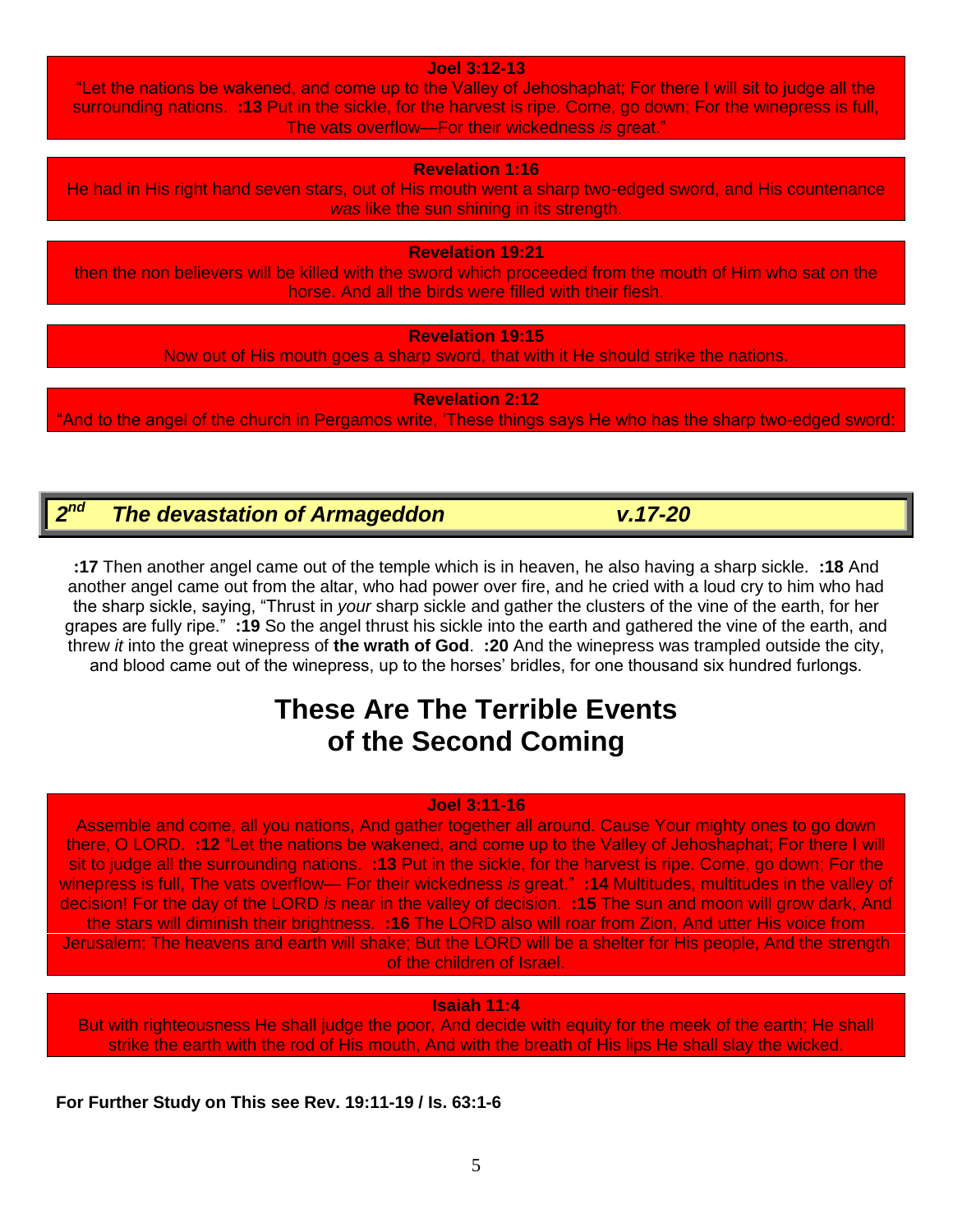**Joel 3:12-13**

"Let the nations be wakened, and come up to the Valley of Jehoshaphat; For there I will sit to judge all the surrounding nations. **:13** Put in the sickle, for the harvest is ripe. Come, go down; For the winepress is full, The vats overflow—For their wickedness *is* great."

**Revelation 1:16**

He had in His right hand seven stars, out of His mouth went a sharp two-edged sword, and His countenance *was* like the sun shining in its strength.

**Revelation 19:21**

then the non believers will be killed with the sword which proceeded from the mouth of Him who sat on the horse. And all the birds were filled with their flesh.

**Revelation 19:15**

Now out of His mouth goes a sharp sword, that with it He should strike the nations.

**Revelation 2:12**

"And to the angel of the church in Pergamos write, 'These things says He who has the sharp two-edged sword:

## *2nd The devastation of Armageddon v.17-20*

**:17** Then another angel came out of the temple which is in heaven, he also having a sharp sickle. **:18** And another angel came out from the altar, who had power over fire, and he cried with a loud cry to him who had the sharp sickle, saying, "Thrust in *your* sharp sickle and gather the clusters of the vine of the earth, for her grapes are fully ripe." **:19** So the angel thrust his sickle into the earth and gathered the vine of the earth, and threw *it* into the great winepress of **the wrath of God**. **:20** And the winepress was trampled outside the city, and blood came out of the winepress, up to the horses' bridles, for one thousand six hundred furlongs.

# These Are The Terrible Events of the Second Coming

**Joel 3:11-16**

Assemble and come, all you nations, And gather together all around. Cause Your mighty ones to go down there, O LORD. **:12** "Let the nations be wakened, and come up to the Valley of Jehoshaphat; For there I will sit to judge all the surrounding nations. **:13** Put in the sickle, for the harvest is ripe. Come, go down; For the winepress is full, The vats overflow— For their wickedness *is* great." **:14** Multitudes, multitudes in the valley of decision! For the day of the LORD *is* near in the valley of decision. **:15** The sun and moon will grow dark, And the stars will diminish their brightness. **:16** The LORD also will roar from Zion, And utter His voice from Jerusalem; The heavens and earth will shake; But the LORD will be a shelter for His people, And the strength of the children of Israel.

**Isaiah 11:4**

But with righteousness He shall judge the poor, And decide with equity for the meek of the earth; He shall strike the earth with the rod of His mouth, And with the breath of His lips He shall slay the wicked.

**For Further Study on This see Rev. 19:11-19 / Is. 63:1-6**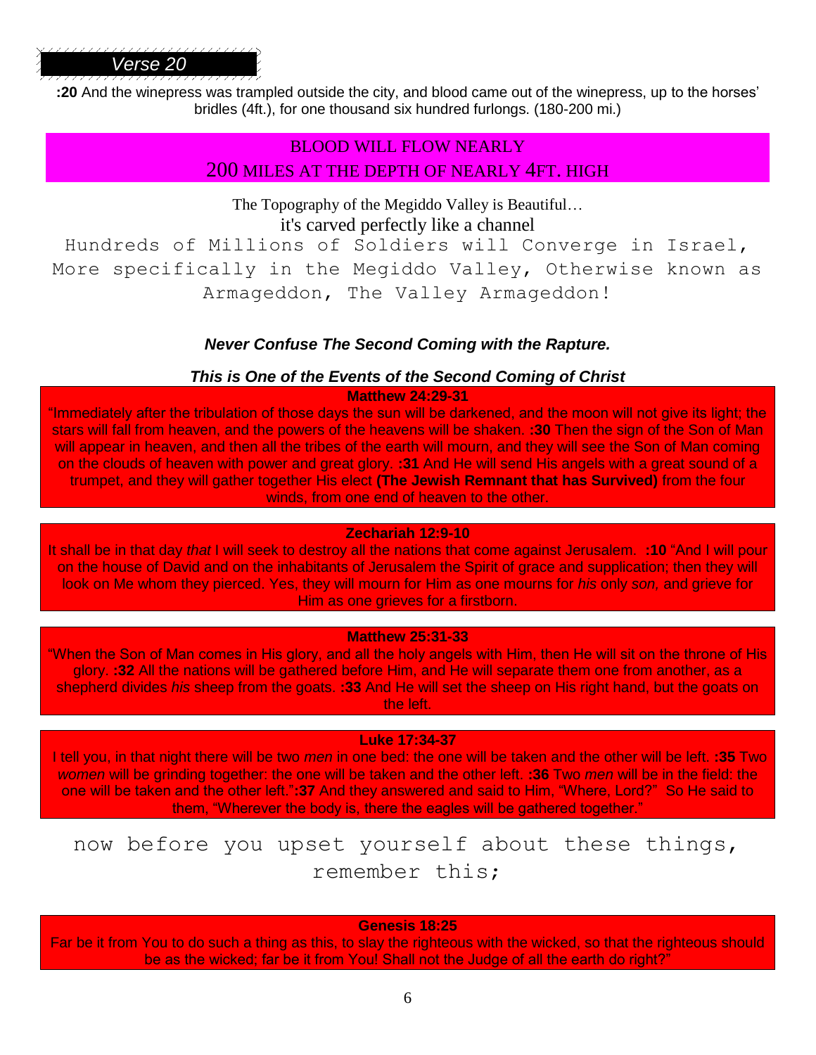## *Verse 20*

**:20** And the winepress was trampled outside the city, and blood came out of the winepress, up to the horses' bridles (4ft.), for one thousand six hundred furlongs. (180-200 mi.)

BLOOD WILL FLOW NEARLY
200 MILES AT THE DEPTH OF NEARLY 4FT. HIGH

The Topography of the Megiddo Valley is Beautiful…
it's carved perfectly like a channel

Hundreds of Millions of Soldiers will Converge in Israel, More specifically in the Megiddo Valley, Otherwise known as Armageddon, The Valley Armageddon!

***Never Confuse The Second Coming with the Rapture.***

***This is One of the Events of the Second Coming of Christ***

**Matthew 24:29-31**

"Immediately after the tribulation of those days the sun will be darkened, and the moon will not give its light; the stars will fall from heaven, and the powers of the heavens will be shaken. **:30** Then the sign of the Son of Man will appear in heaven, and then all the tribes of the earth will mourn, and they will see the Son of Man coming on the clouds of heaven with power and great glory. **:31** And He will send His angels with a great sound of a trumpet, and they will gather together His elect **(The Jewish Remnant that has Survived)** from the four winds, from one end of heaven to the other.

**Zechariah 12:9-10**

It shall be in that day *that* I will seek to destroy all the nations that come against Jerusalem. **:10** "And I will pour on the house of David and on the inhabitants of Jerusalem the Spirit of grace and supplication; then they will look on Me whom they pierced. Yes, they will mourn for Him as one mourns for *his* only *son,* and grieve for Him as one grieves for a firstborn.

**Matthew 25:31-33**

"When the Son of Man comes in His glory, and all the holy angels with Him, then He will sit on the throne of His glory. **:32** All the nations will be gathered before Him, and He will separate them one from another, as a shepherd divides *his* sheep from the goats. **:33** And He will set the sheep on His right hand, but the goats on the left.

**Luke 17:34-37**

I tell you, in that night there will be two *men* in one bed: the one will be taken and the other will be left. **:35** Two *women* will be grinding together: the one will be taken and the other left. **:36** Two *men* will be in the field: the one will be taken and the other left."**:37** And they answered and said to Him, "Where, Lord?" So He said to them, "Wherever the body is, there the eagles will be gathered together."

now before you upset yourself about these things, remember this;

**Genesis 18:25**

Far be it from You to do such a thing as this, to slay the righteous with the wicked, so that the righteous should be as the wicked; far be it from You! Shall not the Judge of all the earth do right?"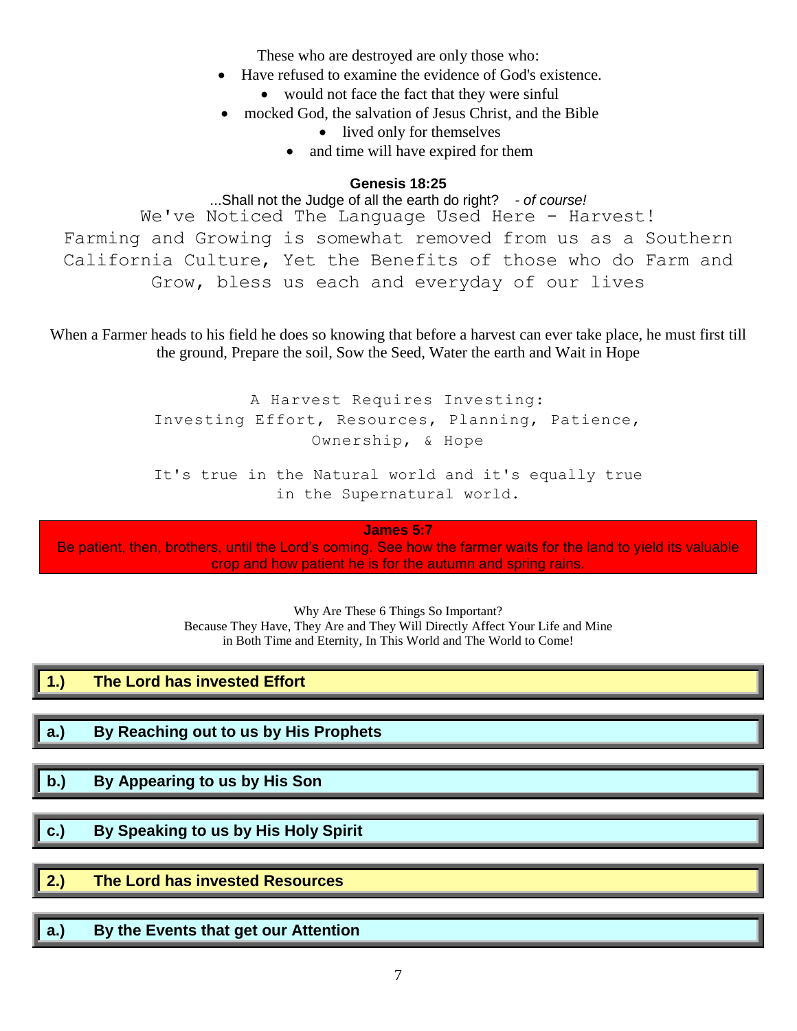These who are destroyed are only those who:

- Have refused to examine the evidence of God's existence.
- would not face the fact that they were sinful
- mocked God, the salvation of Jesus Christ, and the Bible
- lived only for themselves
- and time will have expired for them

**Genesis 18:25**

...Shall not the Judge of all the earth do right? *- of course!*

We've Noticed The Language Used Here - Harvest!
Farming and Growing is somewhat removed from us as a Southern California Culture, Yet the Benefits of those who do Farm and Grow, bless us each and everyday of our lives

When a Farmer heads to his field he does so knowing that before a harvest can ever take place, he must first till the ground, Prepare the soil, Sow the Seed, Water the earth and Wait in Hope

A Harvest Requires Investing:
Investing Effort, Resources, Planning, Patience, Ownership, & Hope

It's true in the Natural world and it's equally true in the Supernatural world.

**James 5:7**

Be patient, then, brothers, until the Lord's coming. See how the farmer waits for the land to yield its valuable crop and how patient he is for the autumn and spring rains.

Why Are These 6 Things So Important?
Because They Have, They Are and They Will Directly Affect Your Life and Mine in Both Time and Eternity, In This World and The World to Come!

**1.) The Lord has invested Effort**

**a.) By Reaching out to us by His Prophets**

**b.) By Appearing to us by His Son**

**c.) By Speaking to us by His Holy Spirit**

**2.) The Lord has invested Resources**

**a.) By the Events that get our Attention**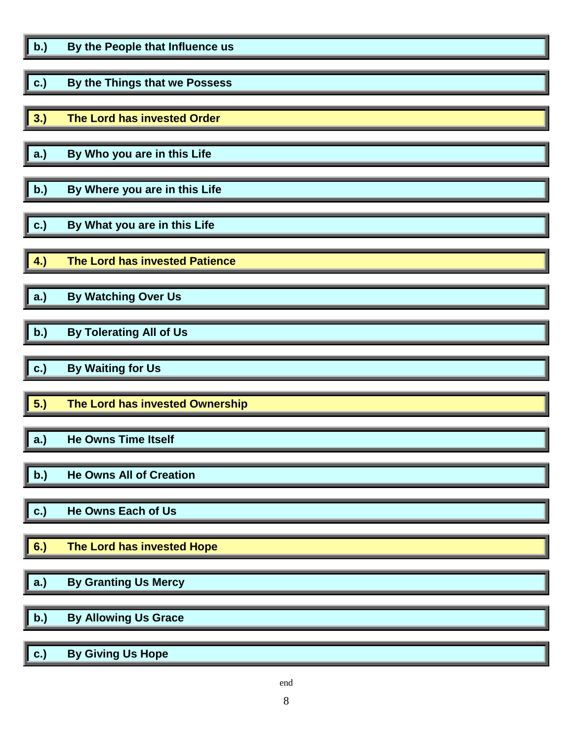**b.)** **By the People that Influence us**

**c.)** **By the Things that we Possess**

**3.)** **The Lord has invested Order**

**a.)** **By Who you are in this Life**

**b.)** **By Where you are in this Life**

**c.)** **By What you are in this Life**

**4.)** **The Lord has invested Patience**

**a.)** **By Watching Over Us**

**b.)** **By Tolerating All of Us**

**c.)** **By Waiting for Us**

**5.)** **The Lord has invested Ownership**

**a.)** **He Owns Time Itself**

**b.)** **He Owns All of Creation**

**c.)** **He Owns Each of Us**

**6.)** **The Lord has invested Hope**

**a.)** **By Granting Us Mercy**

**b.)** **By Allowing Us Grace**

**c.)** **By Giving Us Hope**

end